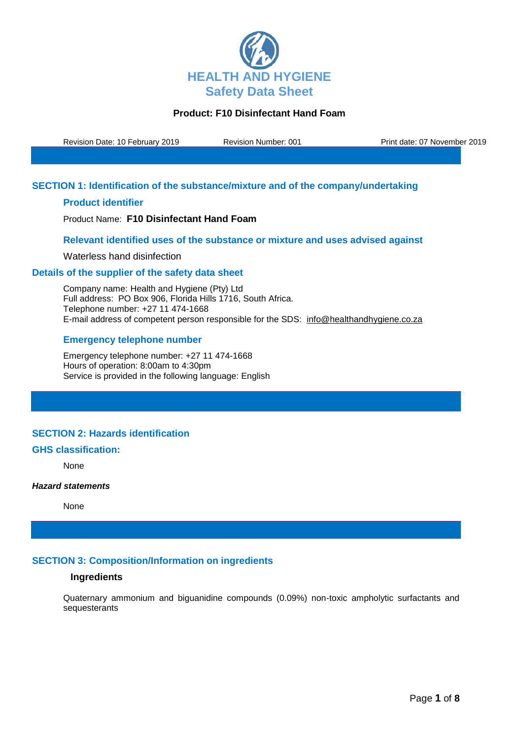# HEALTH AND HYGIENE
## Safety Data Sheet

**Product: F10 Disinfectant Hand Foam**

Revision Date: 10 February 2019 | Revision Number: 001 | Print date: 07 November 2019

## SECTION 1: Identification of the substance/mixture and of the company/undertaking

### Product identifier

Product Name: **F10 Disinfectant Hand Foam**

### Relevant identified uses of the substance or mixture and uses advised against

Waterless hand disinfection

### Details of the supplier of the safety data sheet

Company name: Health and Hygiene (Pty) Ltd
Full address: PO Box 906, Florida Hills 1716, South Africa.
Telephone number: +27 11 474-1668
E-mail address of competent person responsible for the SDS: info@healthandhygiene.co.za

### Emergency telephone number

Emergency telephone number: +27 11 474-1668
Hours of operation: 8:00am to 4:30pm
Service is provided in the following language: English

## SECTION 2: Hazards identification

### GHS classification:

None

***Hazard statements***

None

## SECTION 3: Composition/Information on ingredients

**Ingredients**

Quaternary ammonium and biguanidine compounds (0.09%) non-toxic ampholytic surfactants and sequesterants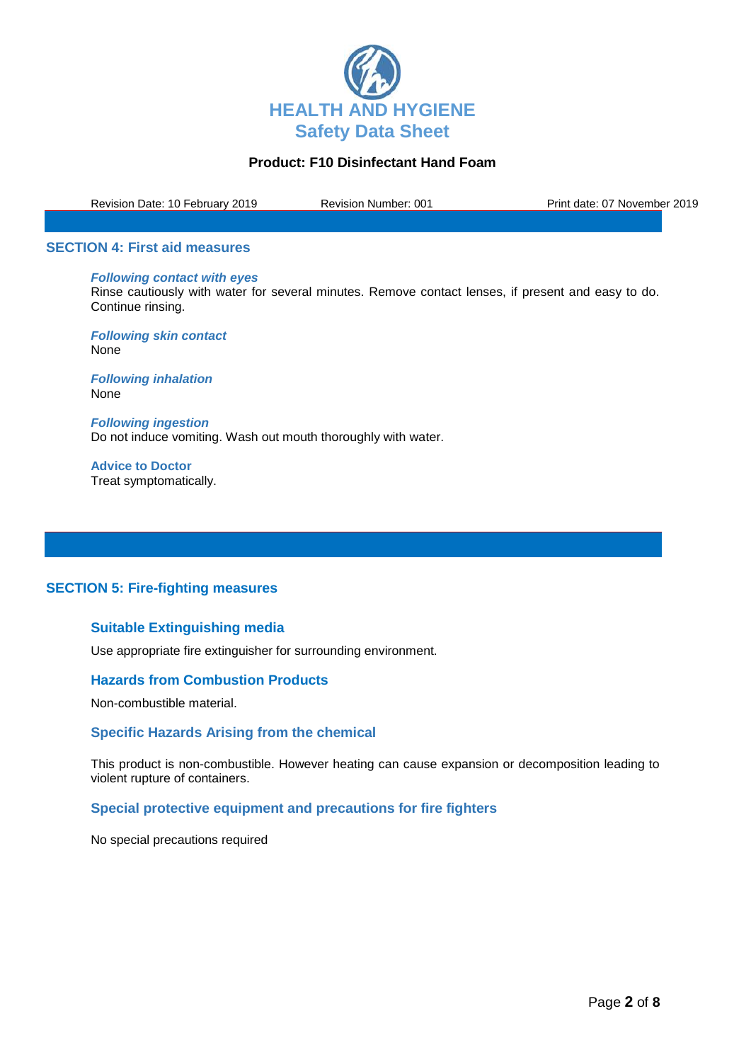## SECTION 4: First aid measures

***Following contact with eyes***

Rinse cautiously with water for several minutes. Remove contact lenses, if present and easy to do. Continue rinsing.

***Following skin contact***

None

***Following inhalation***

None

***Following ingestion***

Do not induce vomiting. Wash out mouth thoroughly with water.

**Advice to Doctor**

Treat symptomatically.

## SECTION 5: Fire-fighting measures

### Suitable Extinguishing media

Use appropriate fire extinguisher for surrounding environment.

### Hazards from Combustion Products

Non-combustible material.

### Specific Hazards Arising from the chemical

This product is non-combustible. However heating can cause expansion or decomposition leading to violent rupture of containers.

### Special protective equipment and precautions for fire fighters

No special precautions required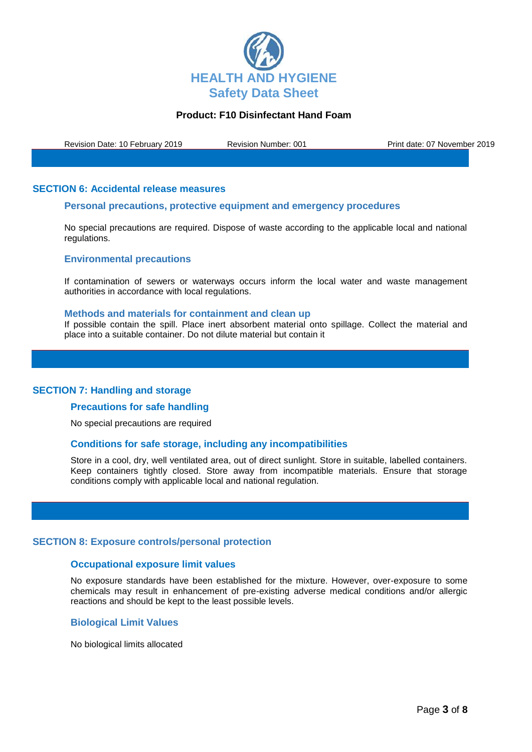## SECTION 6: Accidental release measures

### Personal precautions, protective equipment and emergency procedures

No special precautions are required. Dispose of waste according to the applicable local and national regulations.

### Environmental precautions

If contamination of sewers or waterways occurs inform the local water and waste management authorities in accordance with local regulations.

### Methods and materials for containment and clean up

If possible contain the spill. Place inert absorbent material onto spillage. Collect the material and place into a suitable container. Do not dilute material but contain it

## SECTION 7: Handling and storage

### Precautions for safe handling

No special precautions are required

### Conditions for safe storage, including any incompatibilities

Store in a cool, dry, well ventilated area, out of direct sunlight. Store in suitable, labelled containers. Keep containers tightly closed. Store away from incompatible materials. Ensure that storage conditions comply with applicable local and national regulation.

## SECTION 8: Exposure controls/personal protection

### Occupational exposure limit values

No exposure standards have been established for the mixture. However, over-exposure to some chemicals may result in enhancement of pre-existing adverse medical conditions and/or allergic reactions and should be kept to the least possible levels.

### Biological Limit Values

No biological limits allocated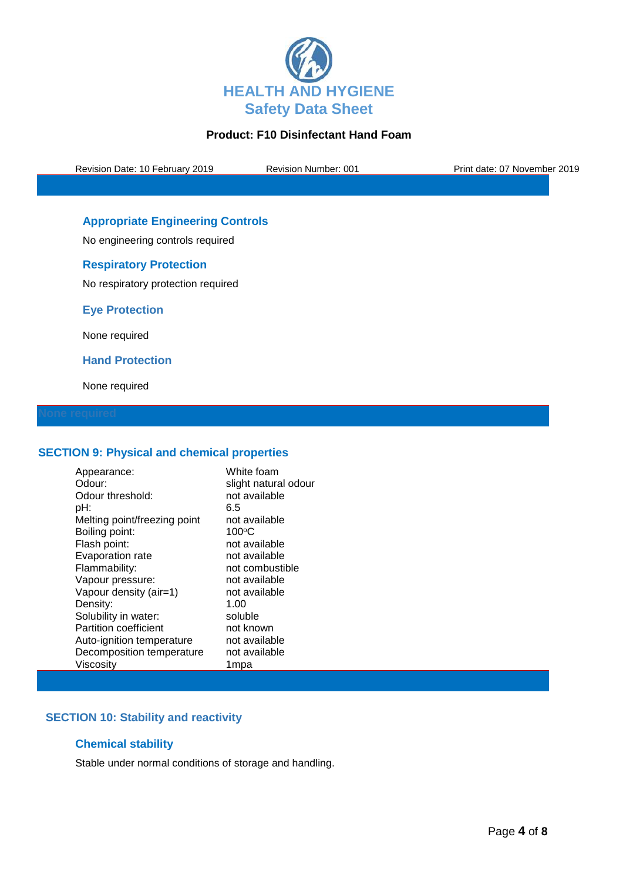# HEALTH AND HYGIENE
## Safety Data Sheet

**Product: F10 Disinfectant Hand Foam**

Revision Date: 10 February 2019 Revision Number: 001 Print date: 07 November 2019

### Appropriate Engineering Controls

No engineering controls required

### Respiratory Protection

No respiratory protection required

### Eye Protection

None required

### Hand Protection

None required

None required

## SECTION 9: Physical and chemical properties

| | |
|---|---|
| Appearance: | White foam |
| Odour: | slight natural odour |
| Odour threshold: | not available |
| pH: | 6.5 |
| Melting point/freezing point | not available |
| Boiling point: | 100ºC |
| Flash point: | not available |
| Evaporation rate | not available |
| Flammability: | not combustible |
| Vapour pressure: | not available |
| Vapour density (air=1) | not available |
| Density: | 1.00 |
| Solubility in water: | soluble |
| Partition coefficient | not known |
| Auto-ignition temperature | not available |
| Decomposition temperature | not available |
| Viscosity | 1mpa |

## SECTION 10: Stability and reactivity

### Chemical stability

Stable under normal conditions of storage and handling.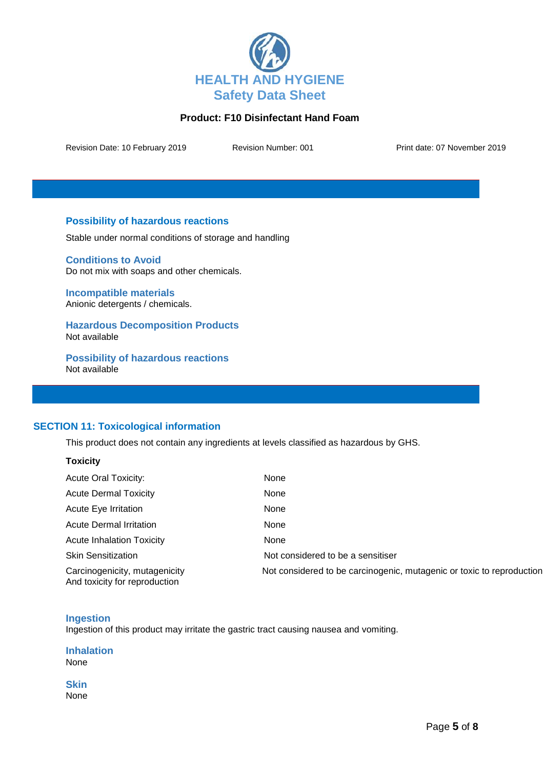## Possibility of hazardous reactions

Stable under normal conditions of storage and handling

## Conditions to Avoid

Do not mix with soaps and other chemicals.

## Incompatible materials

Anionic detergents / chemicals.

## Hazardous Decomposition Products

Not available

## Possibility of hazardous reactions

Not available

# SECTION 11: Toxicological information

This product does not contain any ingredients at levels classified as hazardous by GHS.

**Toxicity**

| | |
|---|---|
| Acute Oral Toxicity: | None |
| Acute Dermal Toxicity | None |
| Acute Eye Irritation | None |
| Acute Dermal Irritation | None |
| Acute Inhalation Toxicity | None |
| Skin Sensitization | Not considered to be a sensitiser |
| Carcinogenicity, mutagenicity And toxicity for reproduction | Not considered to be carcinogenic, mutagenic or toxic to reproduction |

## Ingestion

Ingestion of this product may irritate the gastric tract causing nausea and vomiting.

## Inhalation

None

## Skin

None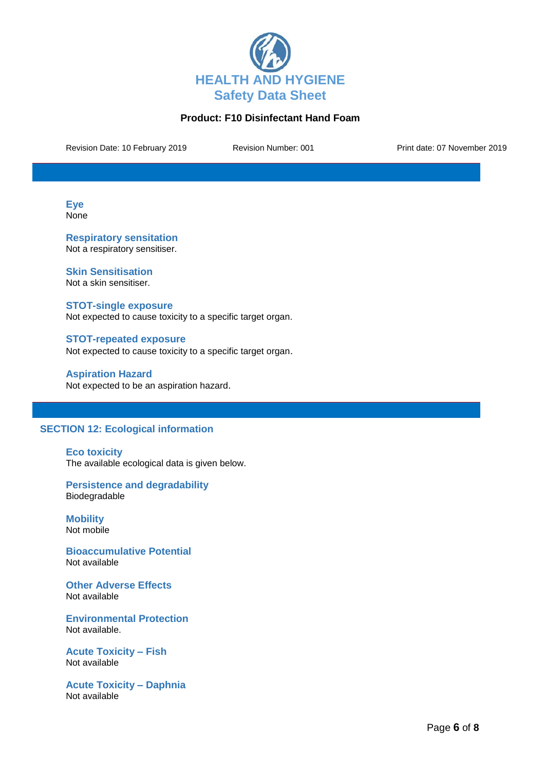### Eye
None

### Respiratory sensitation
Not a respiratory sensitiser.

### Skin Sensitisation
Not a skin sensitiser.

### STOT-single exposure
Not expected to cause toxicity to a specific target organ.

### STOT-repeated exposure
Not expected to cause toxicity to a specific target organ.

### Aspiration Hazard
Not expected to be an aspiration hazard.

## SECTION 12: Ecological information

### Eco toxicity
The available ecological data is given below.

### Persistence and degradability
Biodegradable

### Mobility
Not mobile

### Bioaccumulative Potential
Not available

### Other Adverse Effects
Not available

### Environmental Protection
Not available.

### Acute Toxicity – Fish
Not available

### Acute Toxicity – Daphnia
Not available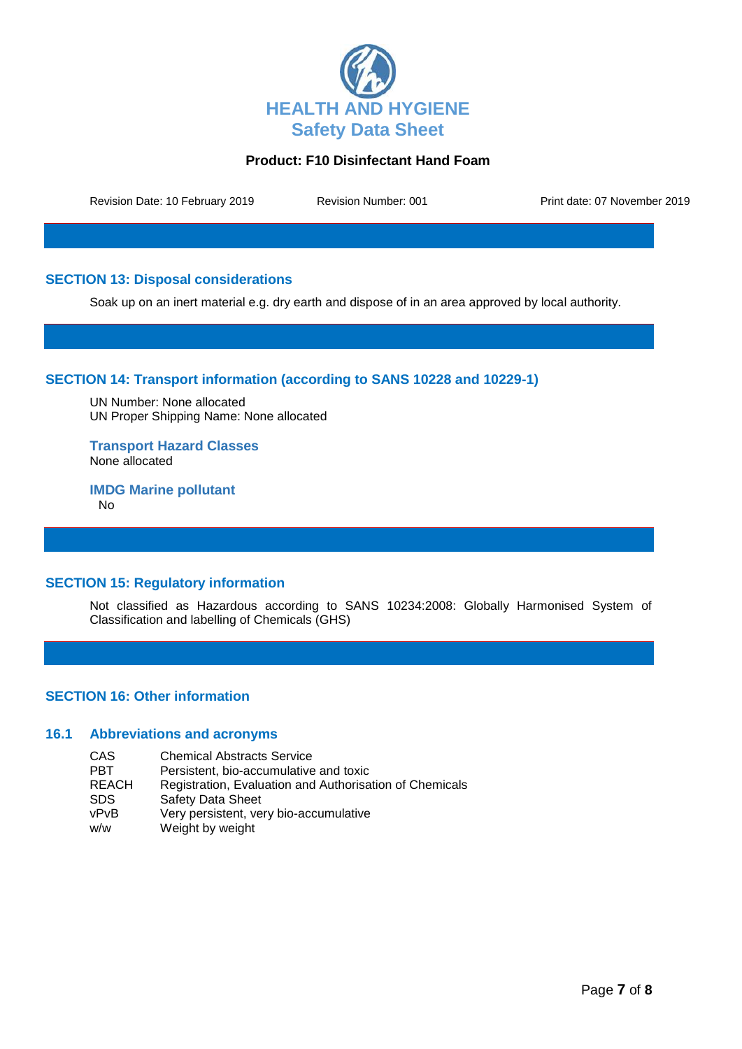## SECTION 13: Disposal considerations

Soak up on an inert material e.g. dry earth and dispose of in an area approved by local authority.

## SECTION 14: Transport information (according to SANS 10228 and 10229-1)

UN Number: None allocated
UN Proper Shipping Name: None allocated

### Transport Hazard Classes

None allocated

### IMDG Marine pollutant

No

## SECTION 15: Regulatory information

Not classified as Hazardous according to SANS 10234:2008: Globally Harmonised System of Classification and labelling of Chemicals (GHS)

## SECTION 16: Other information

### 16.1 Abbreviations and acronyms

| | |
|---|---|
| CAS | Chemical Abstracts Service |
| PBT | Persistent, bio-accumulative and toxic |
| REACH | Registration, Evaluation and Authorisation of Chemicals |
| SDS | Safety Data Sheet |
| vPvB | Very persistent, very bio-accumulative |
| w/w | Weight by weight |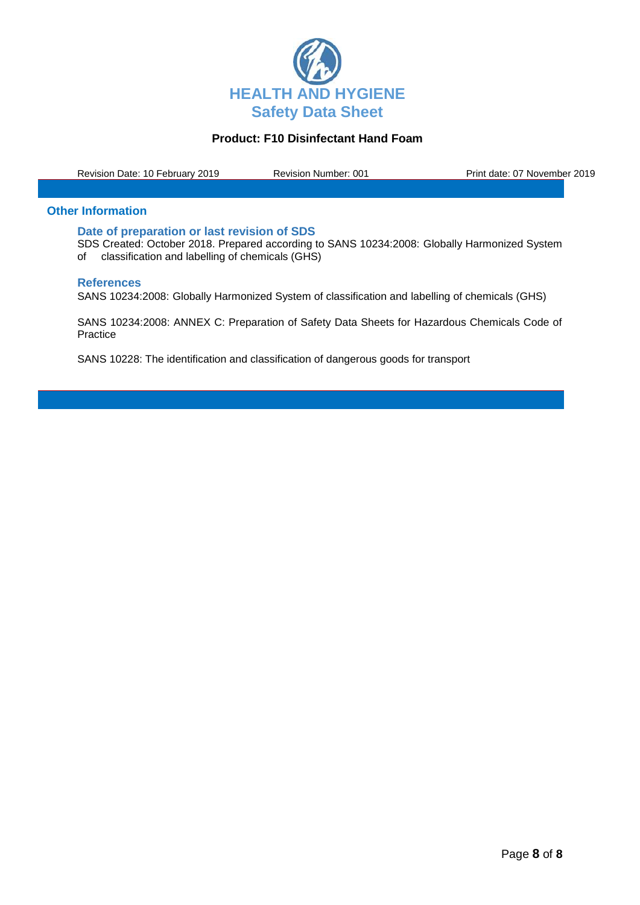## Other Information

### Date of preparation or last revision of SDS

SDS Created: October 2018. Prepared according to SANS 10234:2008: Globally Harmonized System of classification and labelling of chemicals (GHS)

### References

SANS 10234:2008: Globally Harmonized System of classification and labelling of chemicals (GHS)

SANS 10234:2008: ANNEX C: Preparation of Safety Data Sheets for Hazardous Chemicals Code of Practice

SANS 10228: The identification and classification of dangerous goods for transport